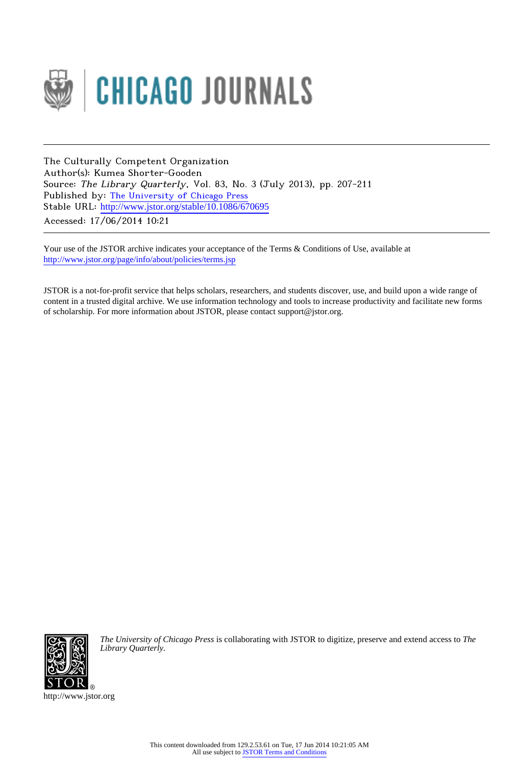CHICAGO JOURNALS

The Culturally Competent Organization
Author(s): Kumea Shorter-Gooden
Source: *The Library Quarterly*, Vol. 83, No. 3 (July 2013), pp. 207-211
Published by: The University of Chicago Press
Stable URL: http://www.jstor.org/stable/10.1086/670695
Accessed: 17/06/2014 10:21

Your use of the JSTOR archive indicates your acceptance of the Terms & Conditions of Use, available at
http://www.jstor.org/page/info/about/policies/terms.jsp

JSTOR is a not-for-profit service that helps scholars, researchers, and students discover, use, and build upon a wide range of content in a trusted digital archive. We use information technology and tools to increase productivity and facilitate new forms of scholarship. For more information about JSTOR, please contact support@jstor.org.

*The University of Chicago Press* is collaborating with JSTOR to digitize, preserve and extend access to *The Library Quarterly*.

http://www.jstor.org

This content downloaded from 129.2.53.61 on Tue, 17 Jun 2014 10:21:05 AM
All use subject to JSTOR Terms and Conditions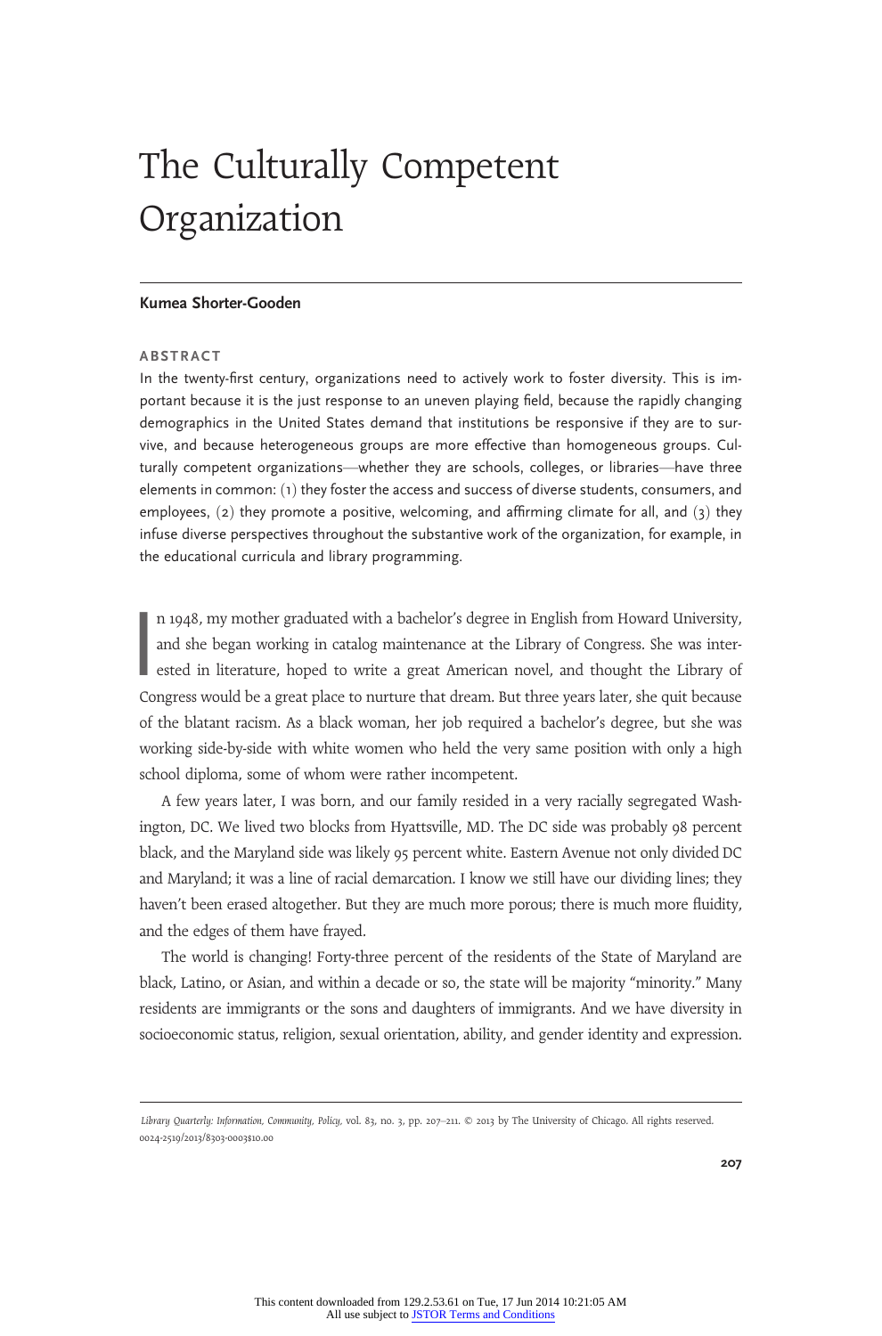# The Culturally Competent Organization

**Kumea Shorter-Gooden**

**ABSTRACT**

In the twenty-first century, organizations need to actively work to foster diversity. This is important because it is the just response to an uneven playing field, because the rapidly changing demographics in the United States demand that institutions be responsive if they are to survive, and because heterogeneous groups are more effective than homogeneous groups. Culturally competent organizations—whether they are schools, colleges, or libraries—have three elements in common: (1) they foster the access and success of diverse students, consumers, and employees, (2) they promote a positive, welcoming, and affirming climate for all, and (3) they infuse diverse perspectives throughout the substantive work of the organization, for example, in the educational curricula and library programming.

In 1948, my mother graduated with a bachelor's degree in English from Howard University, and she began working in catalog maintenance at the Library of Congress. She was interested in literature, hoped to write a great American novel, and thought the Library of Congress would be a great place to nurture that dream. But three years later, she quit because of the blatant racism. As a black woman, her job required a bachelor's degree, but she was working side-by-side with white women who held the very same position with only a high school diploma, some of whom were rather incompetent.

A few years later, I was born, and our family resided in a very racially segregated Washington, DC. We lived two blocks from Hyattsville, MD. The DC side was probably 98 percent black, and the Maryland side was likely 95 percent white. Eastern Avenue not only divided DC and Maryland; it was a line of racial demarcation. I know we still have our dividing lines; they haven't been erased altogether. But they are much more porous; there is much more fluidity, and the edges of them have frayed.

The world is changing! Forty-three percent of the residents of the State of Maryland are black, Latino, or Asian, and within a decade or so, the state will be majority "minority." Many residents are immigrants or the sons and daughters of immigrants. And we have diversity in socioeconomic status, religion, sexual orientation, ability, and gender identity and expression.

*Library Quarterly: Information, Community, Policy*, vol. 83, no. 3, pp. 207–211. © 2013 by The University of Chicago. All rights reserved. 0024-2519/2013/8303-0003$10.00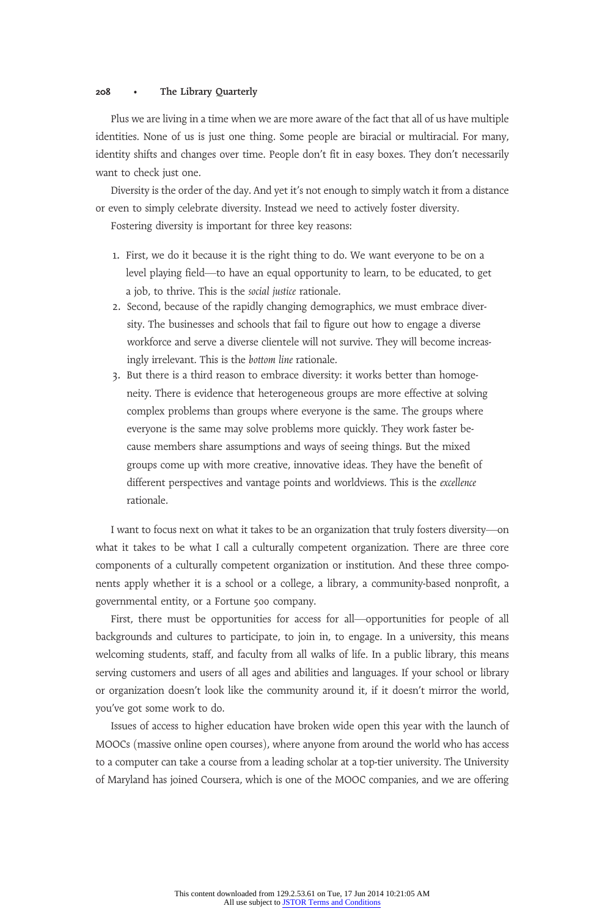Plus we are living in a time when we are more aware of the fact that all of us have multiple identities. None of us is just one thing. Some people are biracial or multiracial. For many, identity shifts and changes over time. People don't fit in easy boxes. They don't necessarily want to check just one.

Diversity is the order of the day. And yet it's not enough to simply watch it from a distance or even to simply celebrate diversity. Instead we need to actively foster diversity.

Fostering diversity is important for three key reasons:

1. First, we do it because it is the right thing to do. We want everyone to be on a level playing field—to have an equal opportunity to learn, to be educated, to get a job, to thrive. This is the *social justice* rationale.
2. Second, because of the rapidly changing demographics, we must embrace diversity. The businesses and schools that fail to figure out how to engage a diverse workforce and serve a diverse clientele will not survive. They will become increasingly irrelevant. This is the *bottom line* rationale.
3. But there is a third reason to embrace diversity: it works better than homogeneity. There is evidence that heterogeneous groups are more effective at solving complex problems than groups where everyone is the same. The groups where everyone is the same may solve problems more quickly. They work faster because members share assumptions and ways of seeing things. But the mixed groups come up with more creative, innovative ideas. They have the benefit of different perspectives and vantage points and worldviews. This is the *excellence* rationale.

I want to focus next on what it takes to be an organization that truly fosters diversity—on what it takes to be what I call a culturally competent organization. There are three core components of a culturally competent organization or institution. And these three components apply whether it is a school or a college, a library, a community-based nonprofit, a governmental entity, or a Fortune 500 company.

First, there must be opportunities for access for all—opportunities for people of all backgrounds and cultures to participate, to join in, to engage. In a university, this means welcoming students, staff, and faculty from all walks of life. In a public library, this means serving customers and users of all ages and abilities and languages. If your school or library or organization doesn't look like the community around it, if it doesn't mirror the world, you've got some work to do.

Issues of access to higher education have broken wide open this year with the launch of MOOCs (massive online open courses), where anyone from around the world who has access to a computer can take a course from a leading scholar at a top-tier university. The University of Maryland has joined Coursera, which is one of the MOOC companies, and we are offering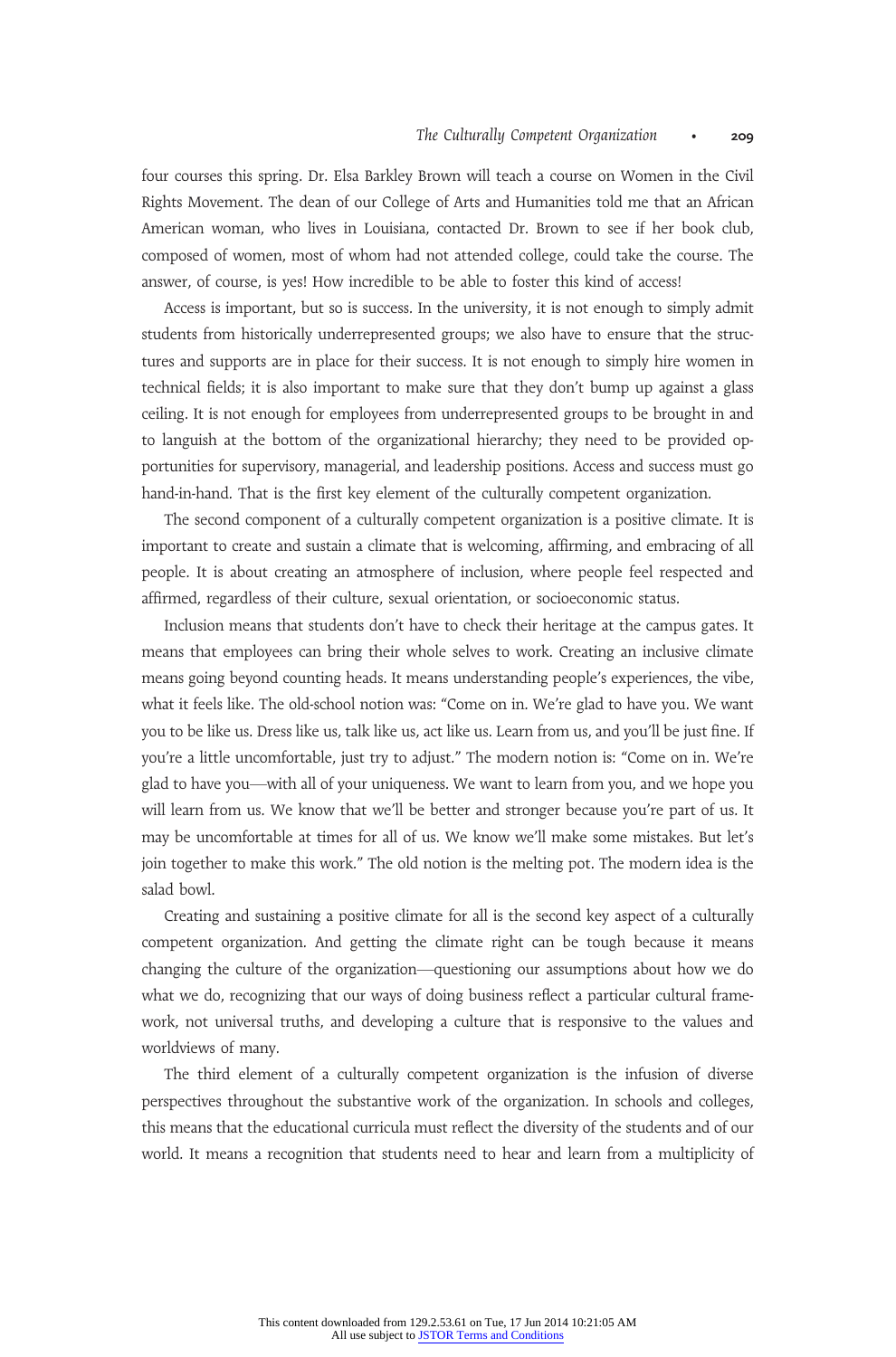four courses this spring. Dr. Elsa Barkley Brown will teach a course on Women in the Civil Rights Movement. The dean of our College of Arts and Humanities told me that an African American woman, who lives in Louisiana, contacted Dr. Brown to see if her book club, composed of women, most of whom had not attended college, could take the course. The answer, of course, is yes! How incredible to be able to foster this kind of access!

Access is important, but so is success. In the university, it is not enough to simply admit students from historically underrepresented groups; we also have to ensure that the structures and supports are in place for their success. It is not enough to simply hire women in technical fields; it is also important to make sure that they don't bump up against a glass ceiling. It is not enough for employees from underrepresented groups to be brought in and to languish at the bottom of the organizational hierarchy; they need to be provided opportunities for supervisory, managerial, and leadership positions. Access and success must go hand-in-hand. That is the first key element of the culturally competent organization.

The second component of a culturally competent organization is a positive climate. It is important to create and sustain a climate that is welcoming, affirming, and embracing of all people. It is about creating an atmosphere of inclusion, where people feel respected and affirmed, regardless of their culture, sexual orientation, or socioeconomic status.

Inclusion means that students don't have to check their heritage at the campus gates. It means that employees can bring their whole selves to work. Creating an inclusive climate means going beyond counting heads. It means understanding people's experiences, the vibe, what it feels like. The old-school notion was: "Come on in. We're glad to have you. We want you to be like us. Dress like us, talk like us, act like us. Learn from us, and you'll be just fine. If you're a little uncomfortable, just try to adjust." The modern notion is: "Come on in. We're glad to have you—with all of your uniqueness. We want to learn from you, and we hope you will learn from us. We know that we'll be better and stronger because you're part of us. It may be uncomfortable at times for all of us. We know we'll make some mistakes. But let's join together to make this work." The old notion is the melting pot. The modern idea is the salad bowl.

Creating and sustaining a positive climate for all is the second key aspect of a culturally competent organization. And getting the climate right can be tough because it means changing the culture of the organization—questioning our assumptions about how we do what we do, recognizing that our ways of doing business reflect a particular cultural framework, not universal truths, and developing a culture that is responsive to the values and worldviews of many.

The third element of a culturally competent organization is the infusion of diverse perspectives throughout the substantive work of the organization. In schools and colleges, this means that the educational curricula must reflect the diversity of the students and of our world. It means a recognition that students need to hear and learn from a multiplicity of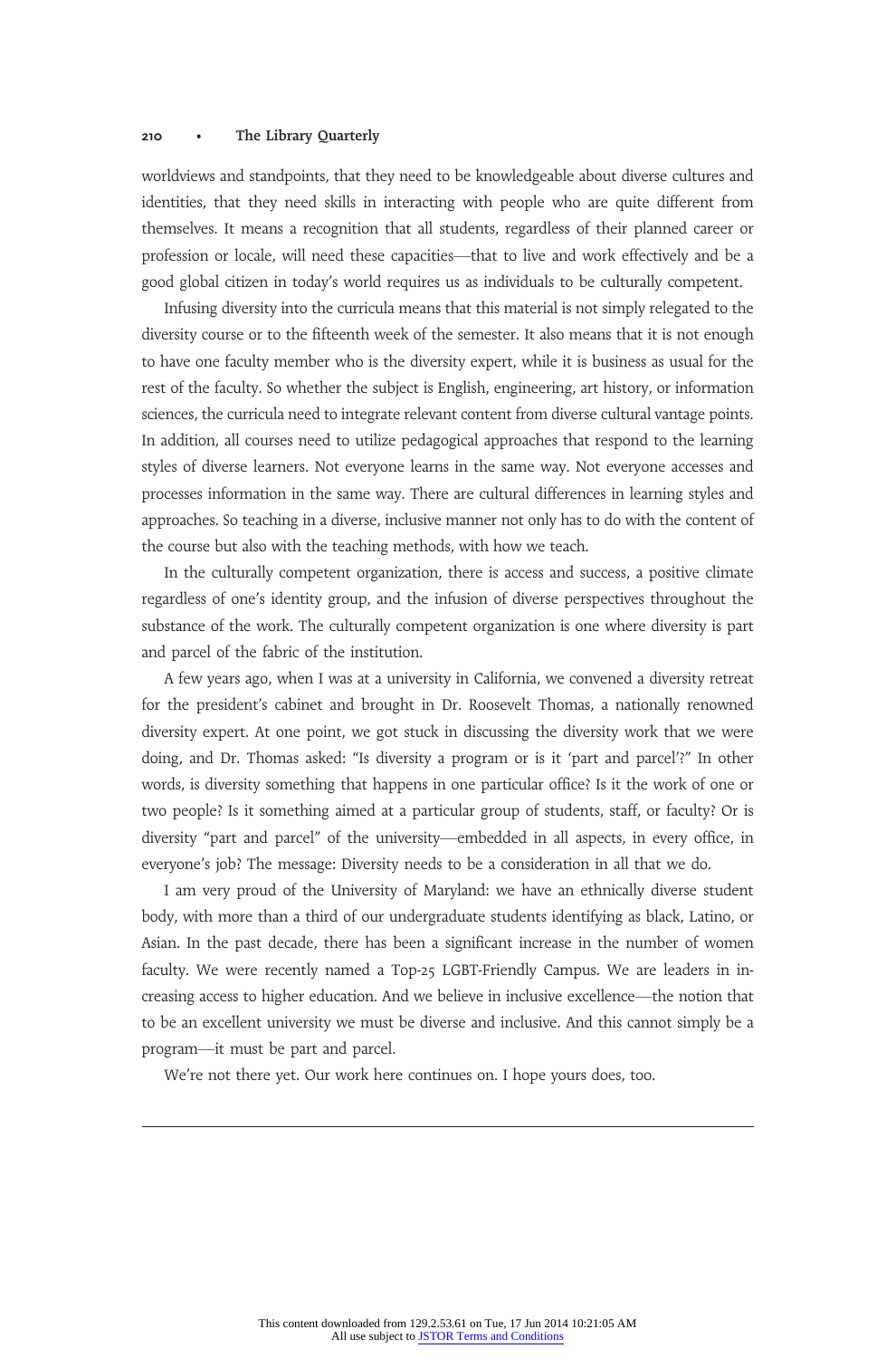worldviews and standpoints, that they need to be knowledgeable about diverse cultures and identities, that they need skills in interacting with people who are quite different from themselves. It means a recognition that all students, regardless of their planned career or profession or locale, will need these capacities—that to live and work effectively and be a good global citizen in today's world requires us as individuals to be culturally competent.

Infusing diversity into the curricula means that this material is not simply relegated to the diversity course or to the fifteenth week of the semester. It also means that it is not enough to have one faculty member who is the diversity expert, while it is business as usual for the rest of the faculty. So whether the subject is English, engineering, art history, or information sciences, the curricula need to integrate relevant content from diverse cultural vantage points. In addition, all courses need to utilize pedagogical approaches that respond to the learning styles of diverse learners. Not everyone learns in the same way. Not everyone accesses and processes information in the same way. There are cultural differences in learning styles and approaches. So teaching in a diverse, inclusive manner not only has to do with the content of the course but also with the teaching methods, with how we teach.

In the culturally competent organization, there is access and success, a positive climate regardless of one's identity group, and the infusion of diverse perspectives throughout the substance of the work. The culturally competent organization is one where diversity is part and parcel of the fabric of the institution.

A few years ago, when I was at a university in California, we convened a diversity retreat for the president's cabinet and brought in Dr. Roosevelt Thomas, a nationally renowned diversity expert. At one point, we got stuck in discussing the diversity work that we were doing, and Dr. Thomas asked: "Is diversity a program or is it 'part and parcel'?" In other words, is diversity something that happens in one particular office? Is it the work of one or two people? Is it something aimed at a particular group of students, staff, or faculty? Or is diversity "part and parcel" of the university—embedded in all aspects, in every office, in everyone's job? The message: Diversity needs to be a consideration in all that we do.

I am very proud of the University of Maryland: we have an ethnically diverse student body, with more than a third of our undergraduate students identifying as black, Latino, or Asian. In the past decade, there has been a significant increase in the number of women faculty. We were recently named a Top-25 LGBT-Friendly Campus. We are leaders in increasing access to higher education. And we believe in inclusive excellence—the notion that to be an excellent university we must be diverse and inclusive. And this cannot simply be a program—it must be part and parcel.

We're not there yet. Our work here continues on. I hope yours does, too.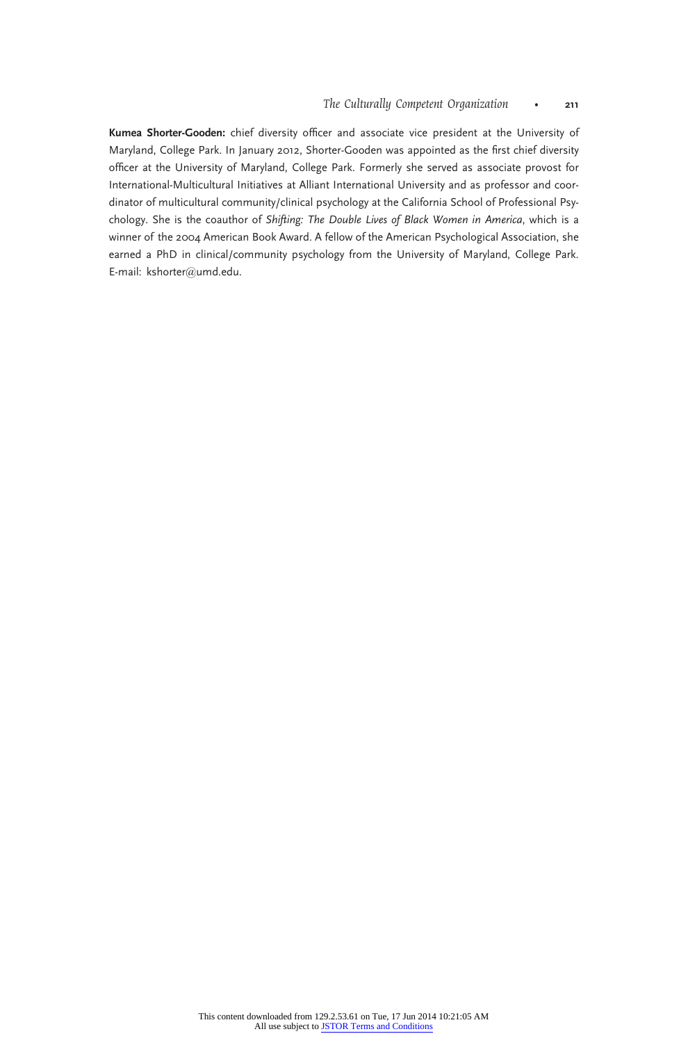**Kumea Shorter-Gooden:** chief diversity officer and associate vice president at the University of Maryland, College Park. In January 2012, Shorter-Gooden was appointed as the first chief diversity officer at the University of Maryland, College Park. Formerly she served as associate provost for International-Multicultural Initiatives at Alliant International University and as professor and coordinator of multicultural community/clinical psychology at the California School of Professional Psychology. She is the coauthor of *Shifting: The Double Lives of Black Women in America*, which is a winner of the 2004 American Book Award. A fellow of the American Psychological Association, she earned a PhD in clinical/community psychology from the University of Maryland, College Park. E-mail: kshorter@umd.edu.